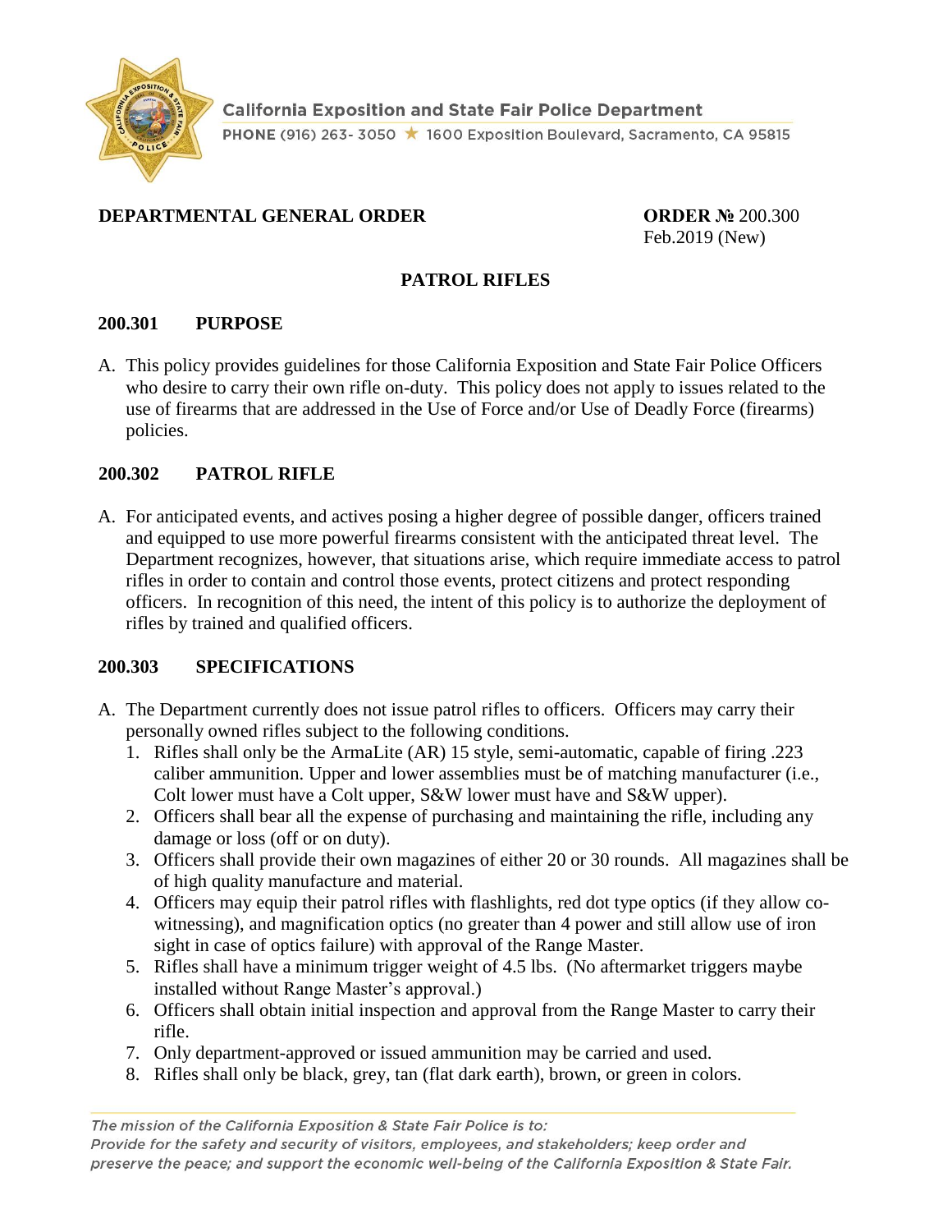California Exposition and State Fair Police Department

PHONE (916) 263- 3050 ★ 1600 Exposition Boulevard, Sacramento, CA 95815

**DEPARTMENTAL GENERAL ORDER** **ORDER №** 200.300
Feb.2019 (New)

# PATROL RIFLES

## 200.301 PURPOSE

A. This policy provides guidelines for those California Exposition and State Fair Police Officers who desire to carry their own rifle on-duty. This policy does not apply to issues related to the use of firearms that are addressed in the Use of Force and/or Use of Deadly Force (firearms) policies.

## 200.302 PATROL RIFLE

A. For anticipated events, and actives posing a higher degree of possible danger, officers trained and equipped to use more powerful firearms consistent with the anticipated threat level. The Department recognizes, however, that situations arise, which require immediate access to patrol rifles in order to contain and control those events, protect citizens and protect responding officers. In recognition of this need, the intent of this policy is to authorize the deployment of rifles by trained and qualified officers.

## 200.303 SPECIFICATIONS

A. The Department currently does not issue patrol rifles to officers. Officers may carry their personally owned rifles subject to the following conditions.
   1. Rifles shall only be the ArmaLite (AR) 15 style, semi-automatic, capable of firing .223 caliber ammunition. Upper and lower assemblies must be of matching manufacturer (i.e., Colt lower must have a Colt upper, S&W lower must have and S&W upper).
   2. Officers shall bear all the expense of purchasing and maintaining the rifle, including any damage or loss (off or on duty).
   3. Officers shall provide their own magazines of either 20 or 30 rounds. All magazines shall be of high quality manufacture and material.
   4. Officers may equip their patrol rifles with flashlights, red dot type optics (if they allow co-witnessing), and magnification optics (no greater than 4 power and still allow use of iron sight in case of optics failure) with approval of the Range Master.
   5. Rifles shall have a minimum trigger weight of 4.5 lbs. (No aftermarket triggers maybe installed without Range Master's approval.)
   6. Officers shall obtain initial inspection and approval from the Range Master to carry their rifle.
   7. Only department-approved or issued ammunition may be carried and used.
   8. Rifles shall only be black, grey, tan (flat dark earth), brown, or green in colors.

*The mission of the California Exposition & State Fair Police is to:*
*Provide for the safety and security of visitors, employees, and stakeholders; keep order and preserve the peace; and support the economic well-being of the California Exposition & State Fair.*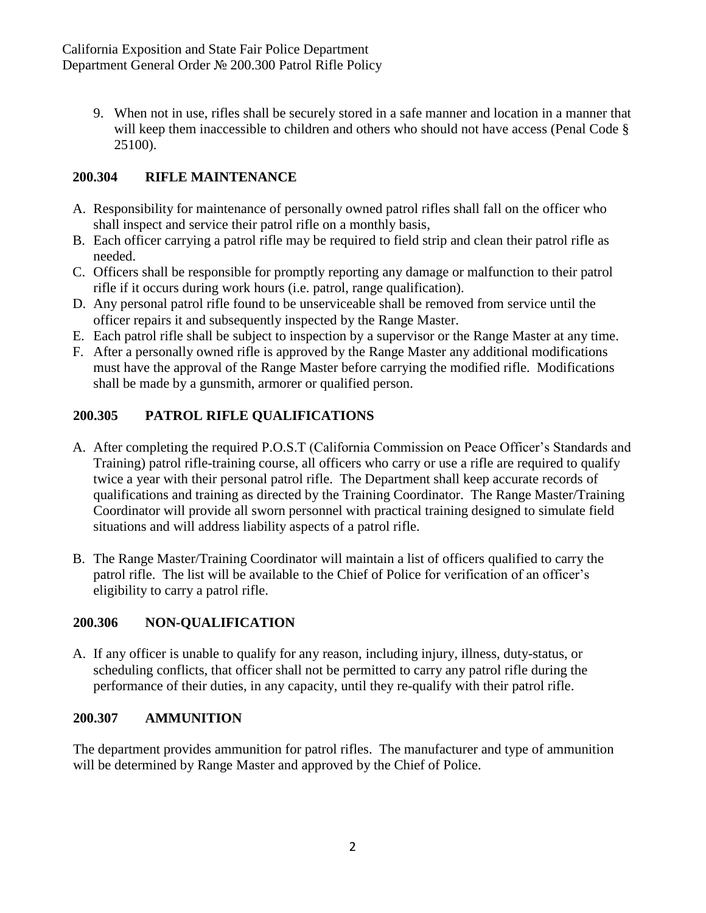9. When not in use, rifles shall be securely stored in a safe manner and location in a manner that will keep them inaccessible to children and others who should not have access (Penal Code § 25100).

## 200.304 RIFLE MAINTENANCE

A. Responsibility for maintenance of personally owned patrol rifles shall fall on the officer who shall inspect and service their patrol rifle on a monthly basis,
B. Each officer carrying a patrol rifle may be required to field strip and clean their patrol rifle as needed.
C. Officers shall be responsible for promptly reporting any damage or malfunction to their patrol rifle if it occurs during work hours (i.e. patrol, range qualification).
D. Any personal patrol rifle found to be unserviceable shall be removed from service until the officer repairs it and subsequently inspected by the Range Master.
E. Each patrol rifle shall be subject to inspection by a supervisor or the Range Master at any time.
F. After a personally owned rifle is approved by the Range Master any additional modifications must have the approval of the Range Master before carrying the modified rifle. Modifications shall be made by a gunsmith, armorer or qualified person.

## 200.305 PATROL RIFLE QUALIFICATIONS

A. After completing the required P.O.S.T (California Commission on Peace Officer's Standards and Training) patrol rifle-training course, all officers who carry or use a rifle are required to qualify twice a year with their personal patrol rifle. The Department shall keep accurate records of qualifications and training as directed by the Training Coordinator. The Range Master/Training Coordinator will provide all sworn personnel with practical training designed to simulate field situations and will address liability aspects of a patrol rifle.

B. The Range Master/Training Coordinator will maintain a list of officers qualified to carry the patrol rifle. The list will be available to the Chief of Police for verification of an officer's eligibility to carry a patrol rifle.

## 200.306 NON-QUALIFICATION

A. If any officer is unable to qualify for any reason, including injury, illness, duty-status, or scheduling conflicts, that officer shall not be permitted to carry any patrol rifle during the performance of their duties, in any capacity, until they re-qualify with their patrol rifle.

## 200.307 AMMUNITION

The department provides ammunition for patrol rifles. The manufacturer and type of ammunition will be determined by Range Master and approved by the Chief of Police.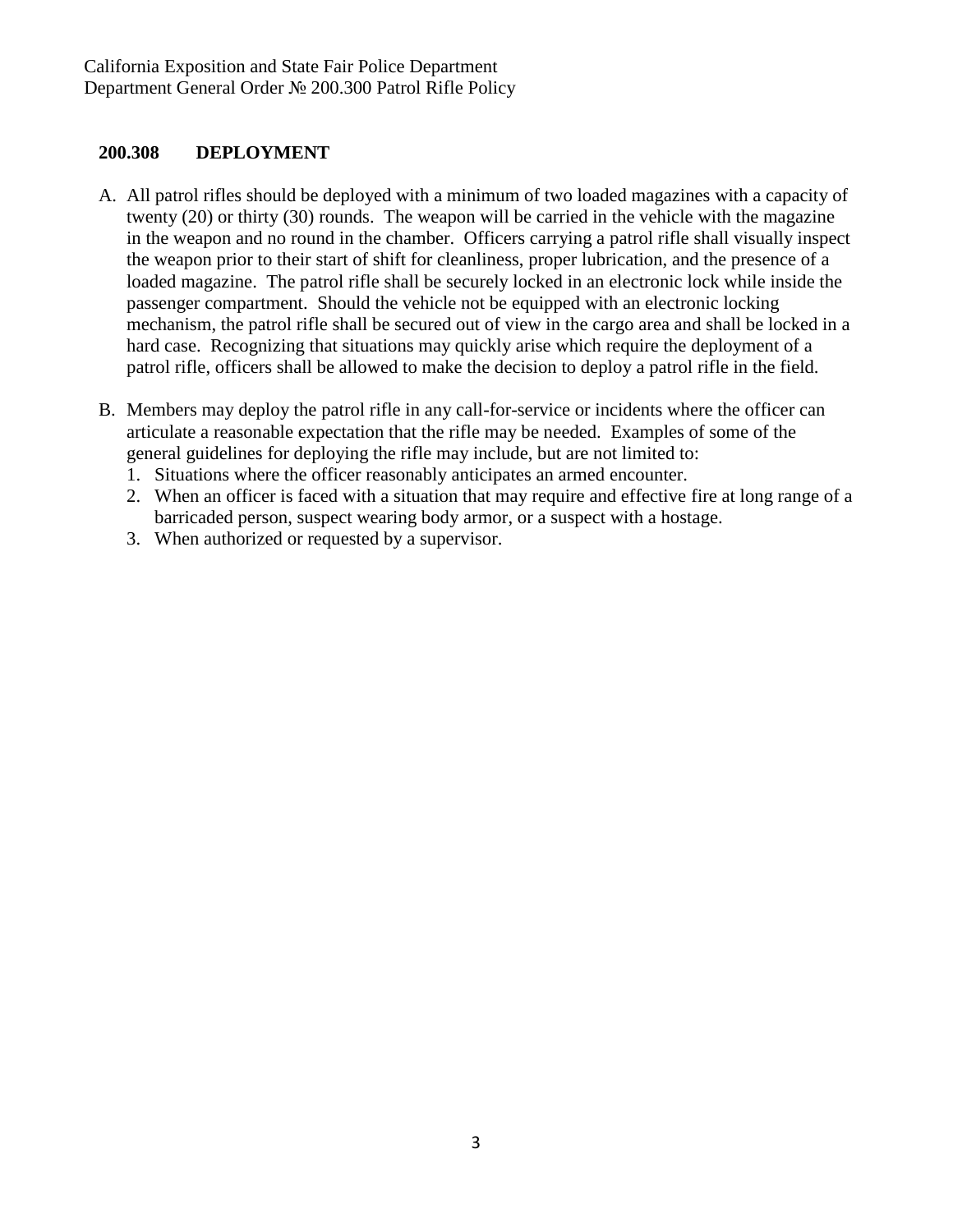## 200.308 DEPLOYMENT

A. All patrol rifles should be deployed with a minimum of two loaded magazines with a capacity of twenty (20) or thirty (30) rounds. The weapon will be carried in the vehicle with the magazine in the weapon and no round in the chamber. Officers carrying a patrol rifle shall visually inspect the weapon prior to their start of shift for cleanliness, proper lubrication, and the presence of a loaded magazine. The patrol rifle shall be securely locked in an electronic lock while inside the passenger compartment. Should the vehicle not be equipped with an electronic locking mechanism, the patrol rifle shall be secured out of view in the cargo area and shall be locked in a hard case. Recognizing that situations may quickly arise which require the deployment of a patrol rifle, officers shall be allowed to make the decision to deploy a patrol rifle in the field.

B. Members may deploy the patrol rifle in any call-for-service or incidents where the officer can articulate a reasonable expectation that the rifle may be needed. Examples of some of the general guidelines for deploying the rifle may include, but are not limited to:
   1. Situations where the officer reasonably anticipates an armed encounter.
   2. When an officer is faced with a situation that may require and effective fire at long range of a barricaded person, suspect wearing body armor, or a suspect with a hostage.
   3. When authorized or requested by a supervisor.